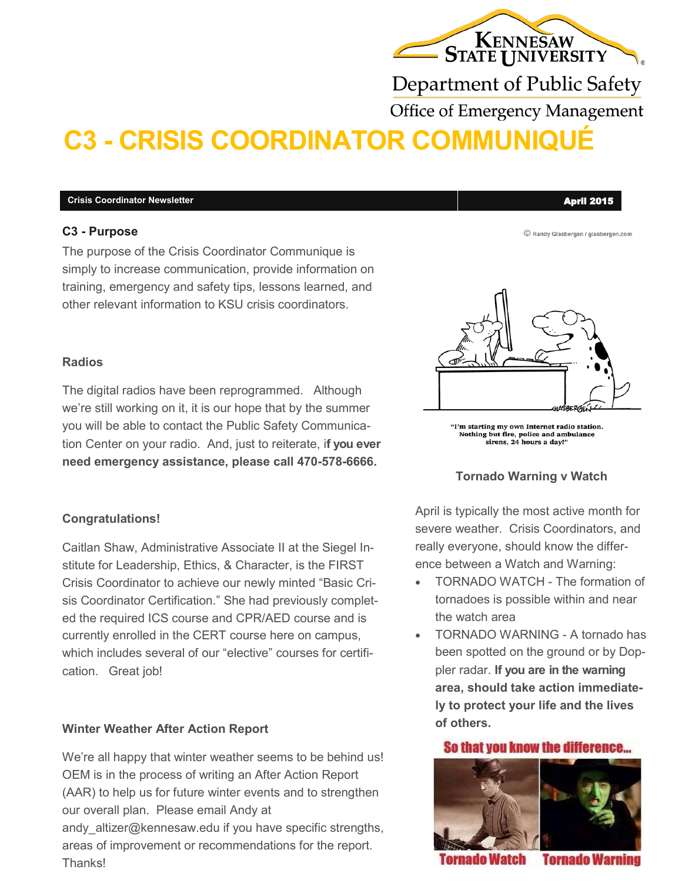Kennesaw State University

Department of Public Safety

Office of Emergency Management

# C3 - CRISIS COORDINATOR COMMUNIQUÉ

**Crisis Coordinator Newsletter** — **April 2015**

## C3 - Purpose

The purpose of the Crisis Coordinator Communique is simply to increase communication, provide information on training, emergency and safety tips, lessons learned, and other relevant information to KSU crisis coordinators.

## Radios

The digital radios have been reprogrammed. Although we're still working on it, it is our hope that by the summer you will be able to contact the Public Safety Communication Center on your radio. And, just to reiterate, i**f you ever need emergency assistance, please call 470-578-6666.**

## Congratulations!

Caitlan Shaw, Administrative Associate II at the Siegel Institute for Leadership, Ethics, & Character, is the FIRST Crisis Coordinator to achieve our newly minted "Basic Crisis Coordinator Certification." She had previously completed the required ICS course and CPR/AED course and is currently enrolled in the CERT course here on campus, which includes several of our "elective" courses for certification. Great job!

## Winter Weather After Action Report

We're all happy that winter weather seems to be behind us! OEM is in the process of writing an After Action Report (AAR) to help us for future winter events and to strengthen our overall plan. Please email Andy at andy_altizer@kennesaw.edu if you have specific strengths, areas of improvement or recommendations for the report. Thanks!

© Randy Glasbergen / glasbergen.com

"I'm starting my own Internet radio station. Nothing but fire, police and ambulance sirens, 24 hours a day!"

## Tornado Warning v Watch

April is typically the most active month for severe weather. Crisis Coordinators, and really everyone, should know the difference between a Watch and Warning:

- TORNADO WATCH - The formation of tornadoes is possible within and near the watch area
- TORNADO WARNING - A tornado has been spotted on the ground or by Doppler radar. **If you are in the warning area, should take action immediately to protect your life and the lives of others.**

So that you know the difference...

Tornado Watch — Tornado Warning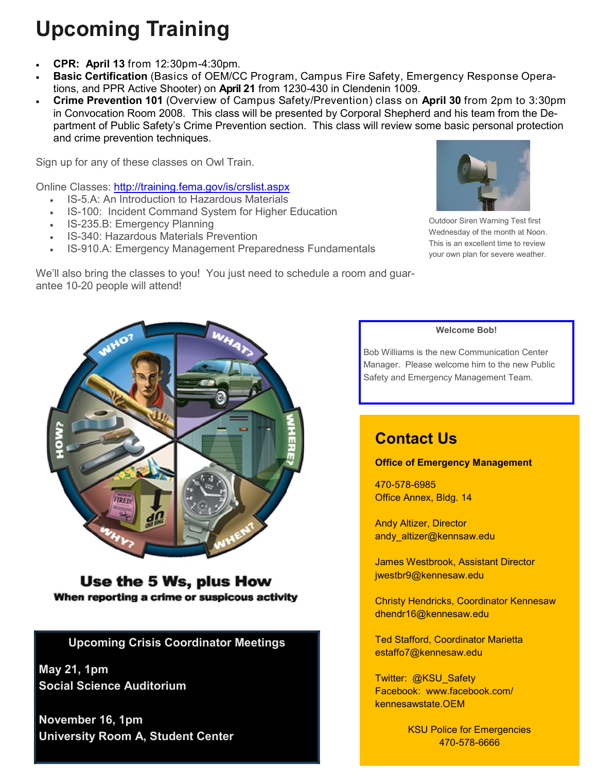# Upcoming Training

- **CPR: April 13** from 12:30pm-4:30pm.
- **Basic Certification** (Basics of OEM/CC Program, Campus Fire Safety, Emergency Response Operations, and PPR Active Shooter) on **April 21** from 1230-430 in Clendenin 1009.
- **Crime Prevention 101** (Overview of Campus Safety/Prevention) class on **April 30** from 2pm to 3:30pm in Convocation Room 2008. This class will be presented by Corporal Shepherd and his team from the Department of Public Safety's Crime Prevention section. This class will review some basic personal protection and crime prevention techniques.

Sign up for any of these classes on Owl Train.

Online Classes: http://training.fema.gov/is/crslist.aspx

- IS-5.A: An Introduction to Hazardous Materials
- IS-100: Incident Command System for Higher Education
- IS-235.B: Emergency Planning
- IS-340: Hazardous Materials Prevention
- IS-910.A: Emergency Management Preparedness Fundamentals

We'll also bring the classes to you! You just need to schedule a room and guarantee 10-20 people will attend!

Outdoor Siren Warning Test first Wednesday of the month at Noon. This is an excellent time to review your own plan for severe weather.

WHO? WHAT? WHERE? WHEN? WHY? HOW?

**Use the 5 Ws, plus How**

**When reporting a crime or suspicous activity**

**Welcome Bob!**

Bob Williams is the new Communication Center Manager. Please welcome him to the new Public Safety and Emergency Management Team.

**Upcoming Crisis Coordinator Meetings**

**May 21, 1pm**
**Social Science Auditorium**

**November 16, 1pm**
**University Room A, Student Center**

## Contact Us

**Office of Emergency Management**

470-578-6985
Office Annex, Bldg. 14

Andy Altizer, Director
andy_altizer@kennsaw.edu

James Westbrook, Assistant Director
jwestbr9@kennesaw.edu

Christy Hendricks, Coordinator Kennesaw
dhendr16@kennesaw.edu

Ted Stafford, Coordinator Marietta
estaffo7@kennesaw.edu

Twitter: @KSU_Safety
Facebook: www.facebook.com/kennesawstate.OEM

KSU Police for Emergencies
470-578-6666